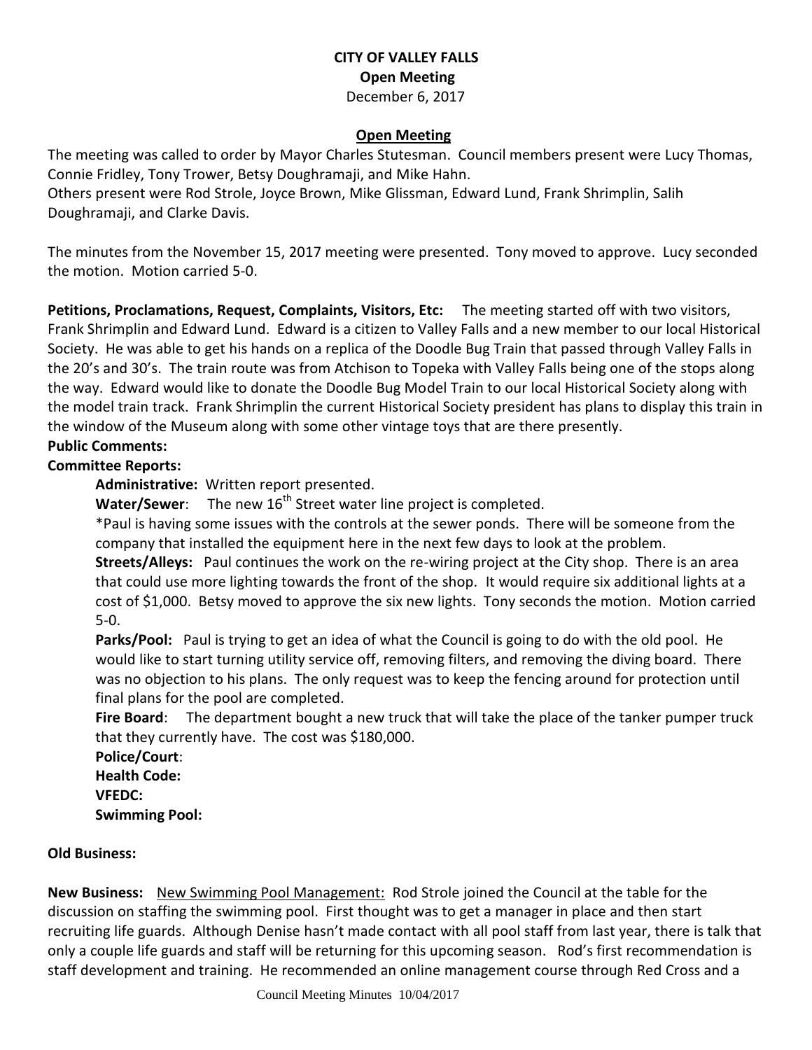**CITY OF VALLEY FALLS**
**Open Meeting**
December 6, 2017

## Open Meeting

The meeting was called to order by Mayor Charles Stutesman. Council members present were Lucy Thomas, Connie Fridley, Tony Trower, Betsy Doughramaji, and Mike Hahn.
Others present were Rod Strole, Joyce Brown, Mike Glissman, Edward Lund, Frank Shrimplin, Salih Doughramaji, and Clarke Davis.

The minutes from the November 15, 2017 meeting were presented. Tony moved to approve. Lucy seconded the motion. Motion carried 5-0.

**Petitions, Proclamations, Request, Complaints, Visitors, Etc:** The meeting started off with two visitors, Frank Shrimplin and Edward Lund. Edward is a citizen to Valley Falls and a new member to our local Historical Society. He was able to get his hands on a replica of the Doodle Bug Train that passed through Valley Falls in the 20's and 30's. The train route was from Atchison to Topeka with Valley Falls being one of the stops along the way. Edward would like to donate the Doodle Bug Model Train to our local Historical Society along with the model train track. Frank Shrimplin the current Historical Society president has plans to display this train in the window of the Museum along with some other vintage toys that are there presently.

**Public Comments:**

**Committee Reports:**

**Administrative:** Written report presented.

**Water/Sewer**: The new 16th Street water line project is completed.

*Paul is having some issues with the controls at the sewer ponds. There will be someone from the company that installed the equipment here in the next few days to look at the problem.

**Streets/Alleys:** Paul continues the work on the re-wiring project at the City shop. There is an area that could use more lighting towards the front of the shop. It would require six additional lights at a cost of $1,000. Betsy moved to approve the six new lights. Tony seconds the motion. Motion carried 5-0.

**Parks/Pool:** Paul is trying to get an idea of what the Council is going to do with the old pool. He would like to start turning utility service off, removing filters, and removing the diving board. There was no objection to his plans. The only request was to keep the fencing around for protection until final plans for the pool are completed.

**Fire Board**: The department bought a new truck that will take the place of the tanker pumper truck that they currently have. The cost was $180,000.

**Police/Court**:

**Health Code:**

**VFEDC:**

**Swimming Pool:**

**Old Business:**

**New Business:** New Swimming Pool Management: Rod Strole joined the Council at the table for the discussion on staffing the swimming pool. First thought was to get a manager in place and then start recruiting life guards. Although Denise hasn't made contact with all pool staff from last year, there is talk that only a couple life guards and staff will be returning for this upcoming season. Rod's first recommendation is staff development and training. He recommended an online management course through Red Cross and a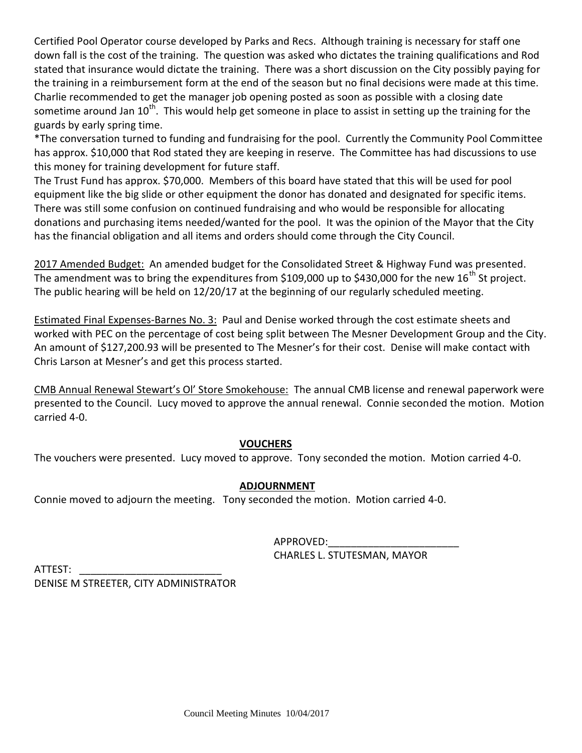Certified Pool Operator course developed by Parks and Recs. Although training is necessary for staff one down fall is the cost of the training. The question was asked who dictates the training qualifications and Rod stated that insurance would dictate the training. There was a short discussion on the City possibly paying for the training in a reimbursement form at the end of the season but no final decisions were made at this time. Charlie recommended to get the manager job opening posted as soon as possible with a closing date sometime around Jan 10th. This would help get someone in place to assist in setting up the training for the guards by early spring time.

*The conversation turned to funding and fundraising for the pool. Currently the Community Pool Committee has approx. $10,000 that Rod stated they are keeping in reserve. The Committee has had discussions to use this money for training development for future staff.

The Trust Fund has approx. $70,000. Members of this board have stated that this will be used for pool equipment like the big slide or other equipment the donor has donated and designated for specific items. There was still some confusion on continued fundraising and who would be responsible for allocating donations and purchasing items needed/wanted for the pool. It was the opinion of the Mayor that the City has the financial obligation and all items and orders should come through the City Council.

<u>2017 Amended Budget:</u> An amended budget for the Consolidated Street & Highway Fund was presented. The amendment was to bring the expenditures from $109,000 up to $430,000 for the new 16th St project. The public hearing will be held on 12/20/17 at the beginning of our regularly scheduled meeting.

<u>Estimated Final Expenses-Barnes No. 3:</u> Paul and Denise worked through the cost estimate sheets and worked with PEC on the percentage of cost being split between The Mesner Development Group and the City. An amount of $127,200.93 will be presented to The Mesner's for their cost. Denise will make contact with Chris Larson at Mesner's and get this process started.

<u>CMB Annual Renewal Stewart's Ol' Store Smokehouse:</u> The annual CMB license and renewal paperwork were presented to the Council. Lucy moved to approve the annual renewal. Connie seconded the motion. Motion carried 4-0.

## VOUCHERS

The vouchers were presented. Lucy moved to approve. Tony seconded the motion. Motion carried 4-0.

## ADJOURNMENT

Connie moved to adjourn the meeting. Tony seconded the motion. Motion carried 4-0.

APPROVED:_______________________
CHARLES L. STUTESMAN, MAYOR

ATTEST: _________________________
DENISE M STREETER, CITY ADMINISTRATOR